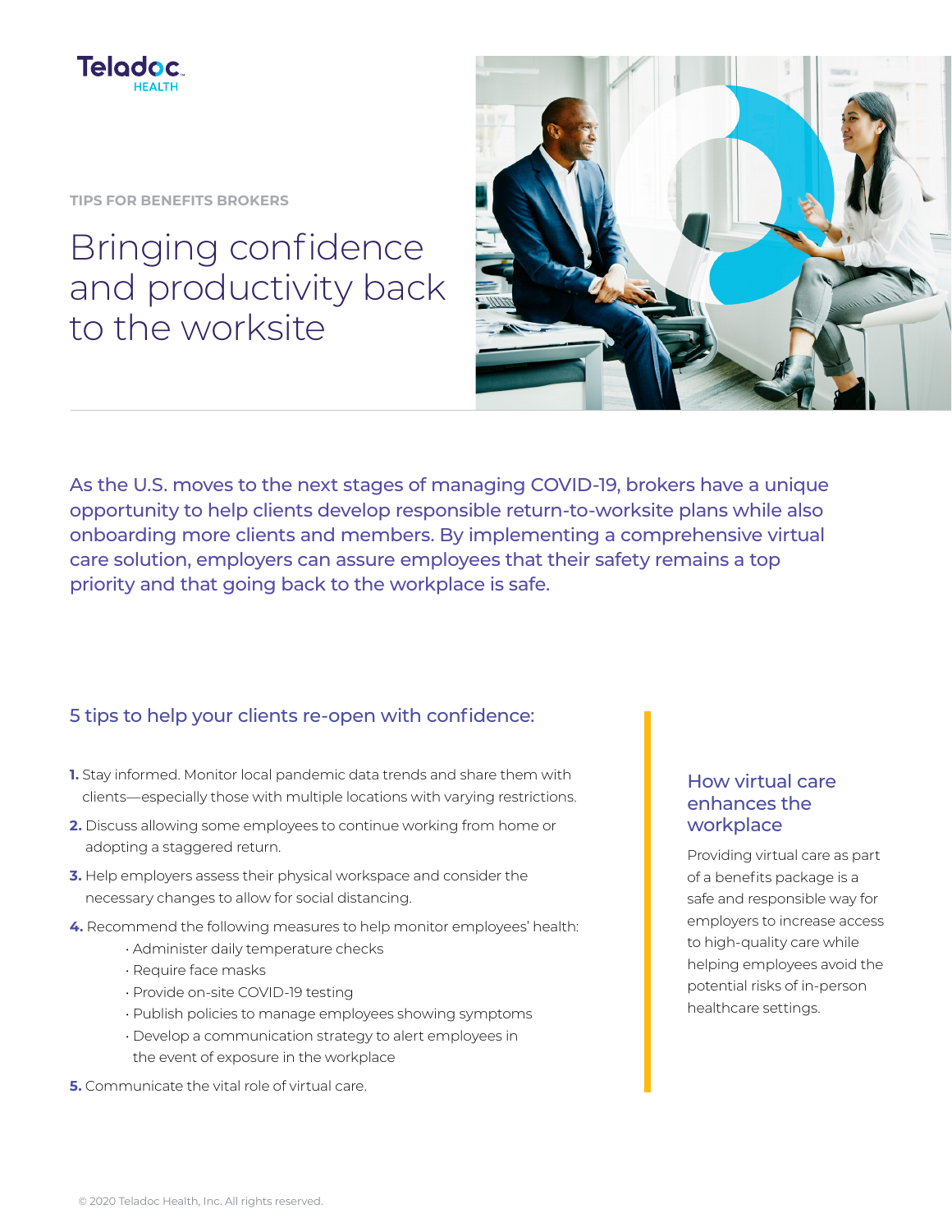Teladoc HEALTH

TIPS FOR BENEFITS BROKERS

# Bringing confidence and productivity back to the worksite

As the U.S. moves to the next stages of managing COVID-19, brokers have a unique opportunity to help clients develop responsible return-to-worksite plans while also onboarding more clients and members. By implementing a comprehensive virtual care solution, employers can assure employees that their safety remains a top priority and that going back to the workplace is safe.

## 5 tips to help your clients re-open with confidence:

1. Stay informed. Monitor local pandemic data trends and share them with clients—especially those with multiple locations with varying restrictions.
2. Discuss allowing some employees to continue working from home or adopting a staggered return.
3. Help employers assess their physical workspace and consider the necessary changes to allow for social distancing.
4. Recommend the following measures to help monitor employees' health:
   - Administer daily temperature checks
   - Require face masks
   - Provide on-site COVID-19 testing
   - Publish policies to manage employees showing symptoms
   - Develop a communication strategy to alert employees in the event of exposure in the workplace
5. Communicate the vital role of virtual care.

### How virtual care enhances the workplace

Providing virtual care as part of a benefits package is a safe and responsible way for employers to increase access to high-quality care while helping employees avoid the potential risks of in-person healthcare settings.

© 2020 Teladoc Health, Inc. All rights reserved.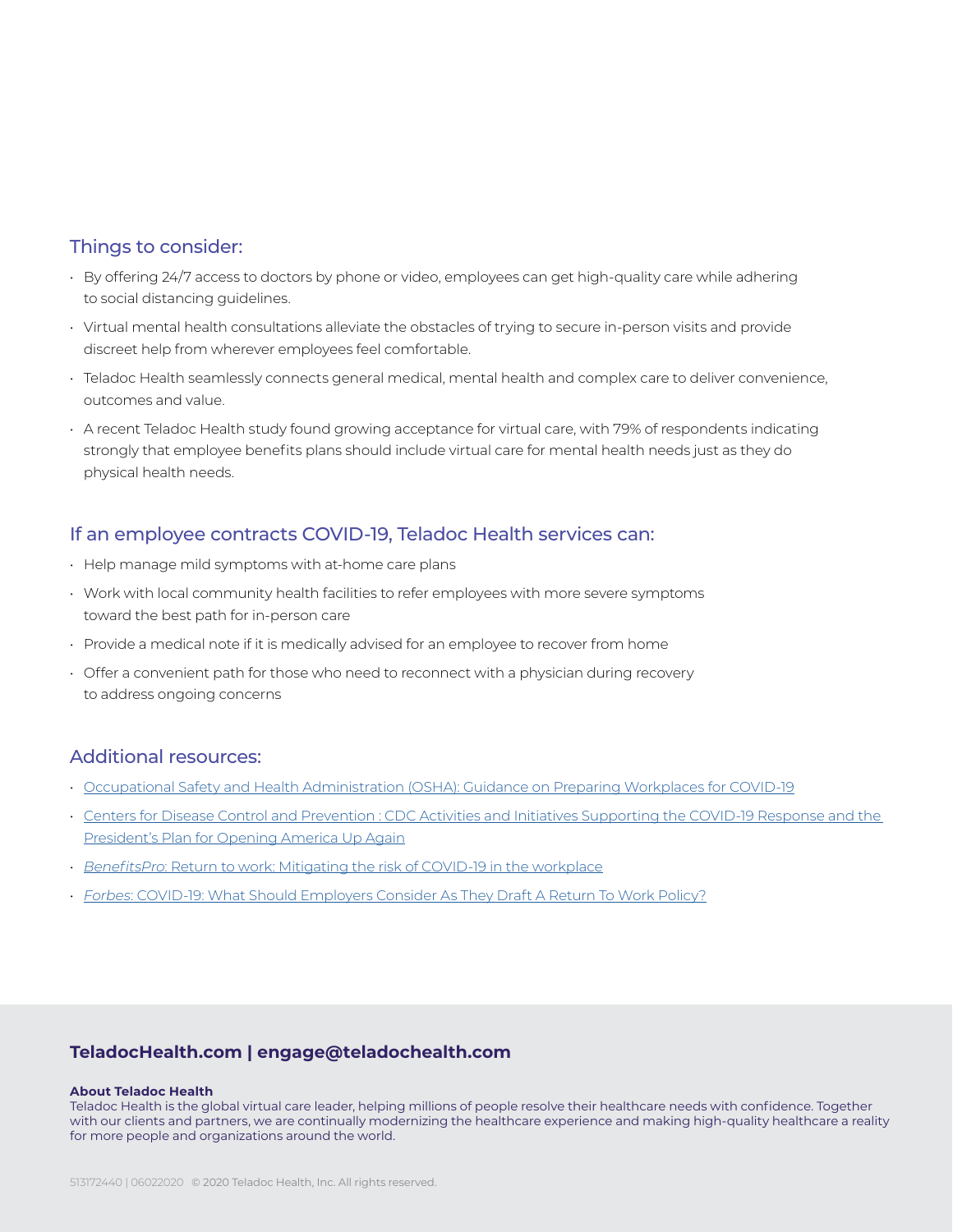## Things to consider:

- By offering 24/7 access to doctors by phone or video, employees can get high-quality care while adhering to social distancing guidelines.
- Virtual mental health consultations alleviate the obstacles of trying to secure in-person visits and provide discreet help from wherever employees feel comfortable.
- Teladoc Health seamlessly connects general medical, mental health and complex care to deliver convenience, outcomes and value.
- A recent Teladoc Health study found growing acceptance for virtual care, with 79% of respondents indicating strongly that employee benefits plans should include virtual care for mental health needs just as they do physical health needs.

## If an employee contracts COVID-19, Teladoc Health services can:

- Help manage mild symptoms with at-home care plans
- Work with local community health facilities to refer employees with more severe symptoms toward the best path for in-person care
- Provide a medical note if it is medically advised for an employee to recover from home
- Offer a convenient path for those who need to reconnect with a physician during recovery to address ongoing concerns

## Additional resources:

- Occupational Safety and Health Administration (OSHA): Guidance on Preparing Workplaces for COVID-19
- Centers for Disease Control and Prevention : CDC Activities and Initiatives Supporting the COVID-19 Response and the President's Plan for Opening America Up Again
- *BenefitsPro*: Return to work: Mitigating the risk of COVID-19 in the workplace
- *Forbes*: COVID-19: What Should Employers Consider As They Draft A Return To Work Policy?

**TeladocHealth.com | engage@teladochealth.com**

**About Teladoc Health**
Teladoc Health is the global virtual care leader, helping millions of people resolve their healthcare needs with confidence. Together with our clients and partners, we are continually modernizing the healthcare experience and making high-quality healthcare a reality for more people and organizations around the world.

513172440 | 06022020 © 2020 Teladoc Health, Inc. All rights reserved.